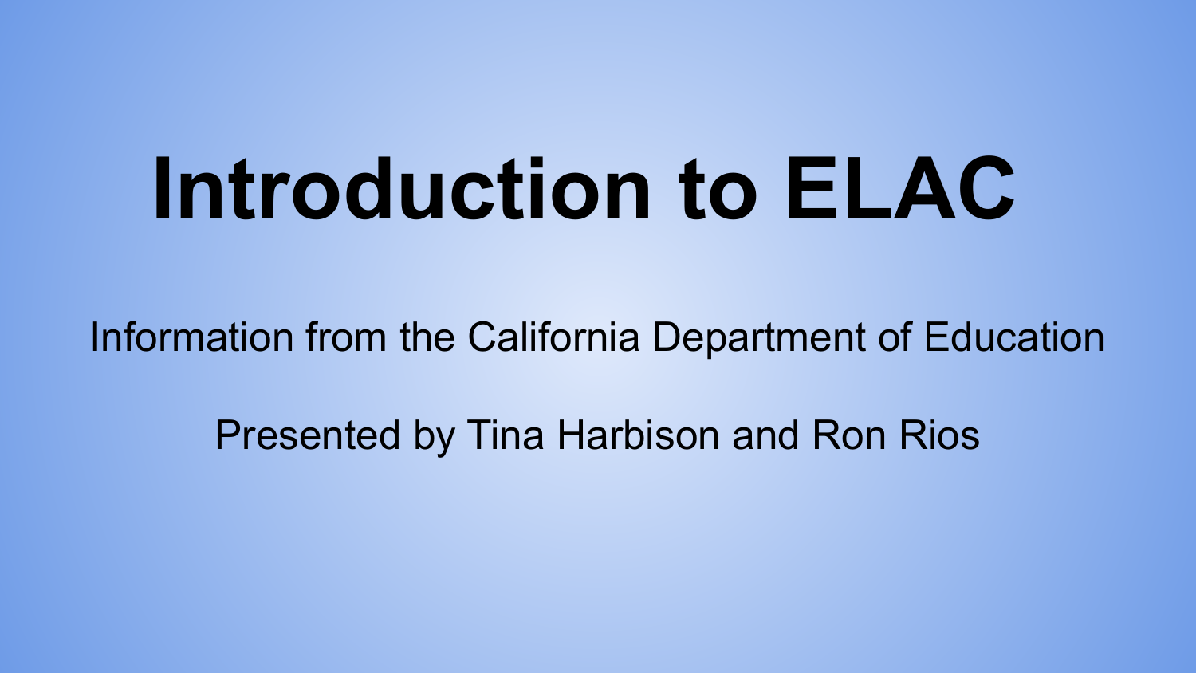# Introduction to ELAC

Information from the California Department of Education

Presented by Tina Harbison and Ron Rios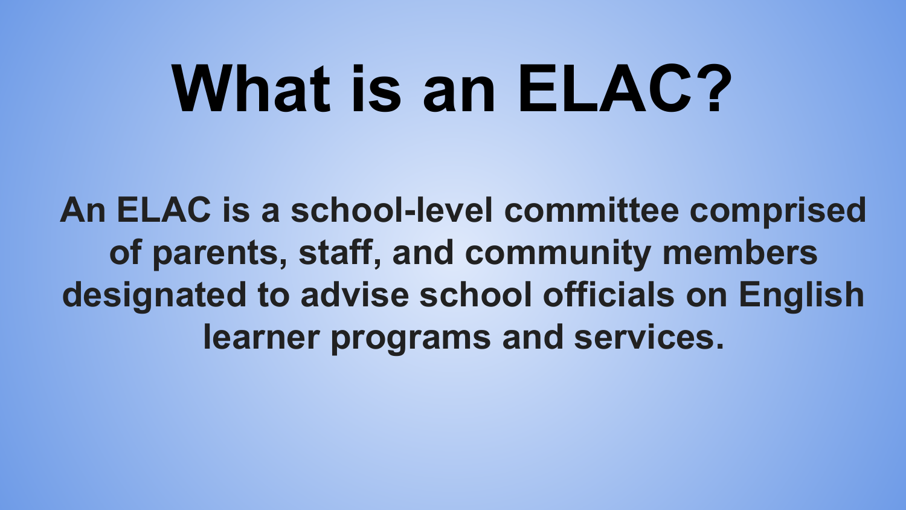# What is an ELAC?

**An ELAC is a school-level committee comprised of parents, staff, and community members designated to advise school officials on English learner programs and services.**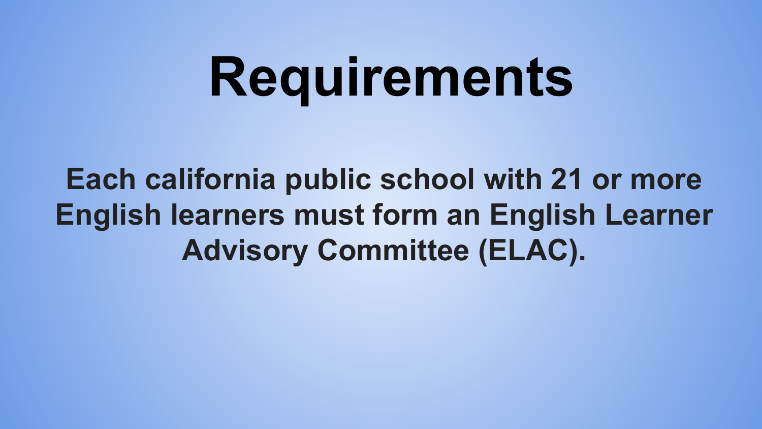# Requirements

**Each california public school with 21 or more English learners must form an English Learner Advisory Committee (ELAC).**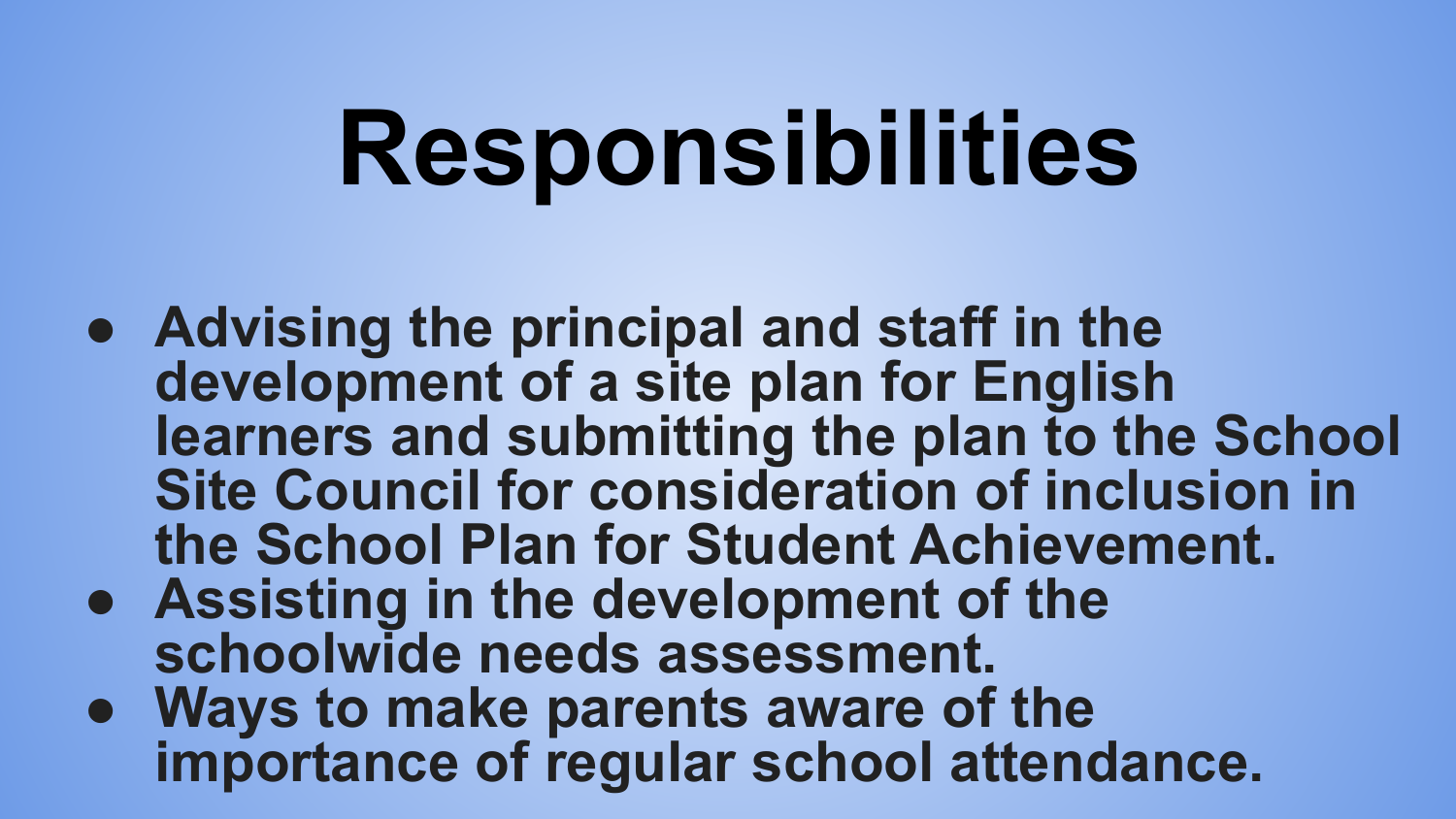# Responsibilities

- **Advising the principal and staff in the development of a site plan for English learners and submitting the plan to the School Site Council for consideration of inclusion in the School Plan for Student Achievement.**
- **Assisting in the development of the schoolwide needs assessment.**
- **Ways to make parents aware of the importance of regular school attendance.**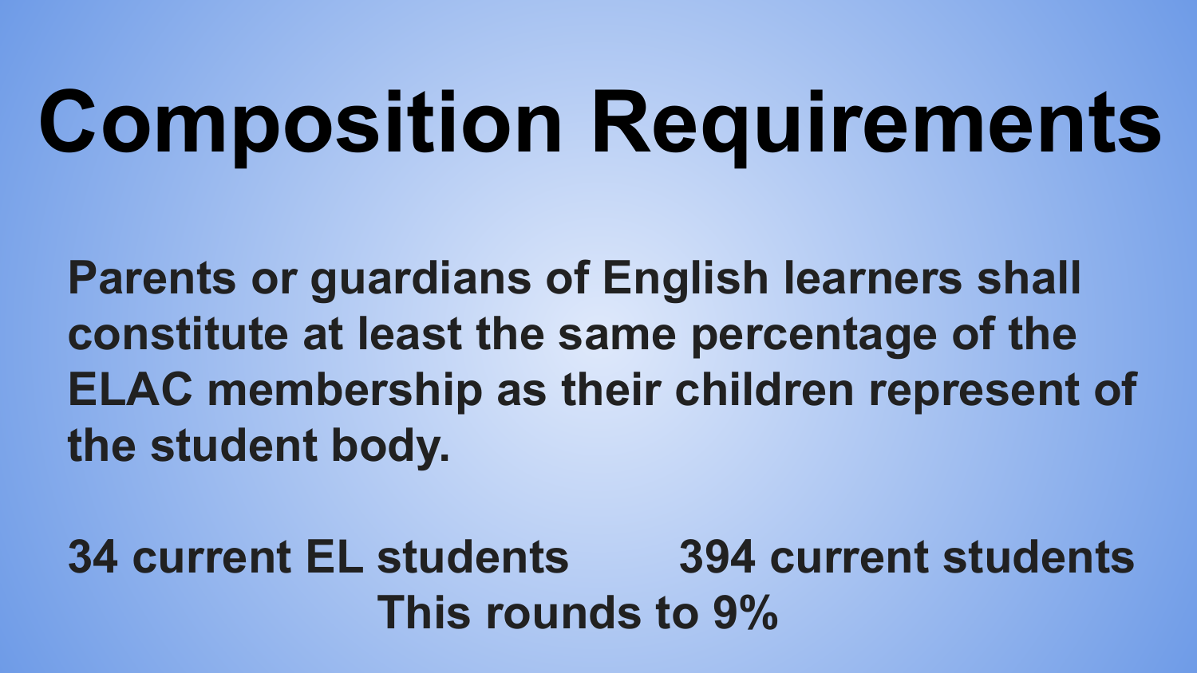# Composition Requirements

**Parents or guardians of English learners shall constitute at least the same percentage of the ELAC membership as their children represent of the student body.**

**34 current EL students 394 current students**

**This rounds to 9%**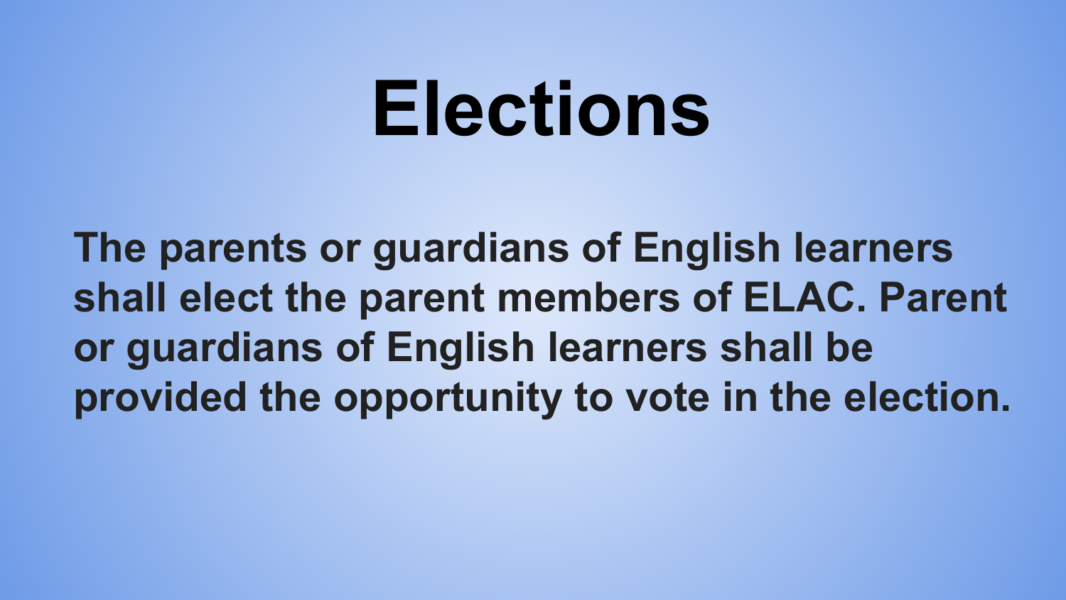# Elections

**The parents or guardians of English learners shall elect the parent members of ELAC. Parent or guardians of English learners shall be provided the opportunity to vote in the election.**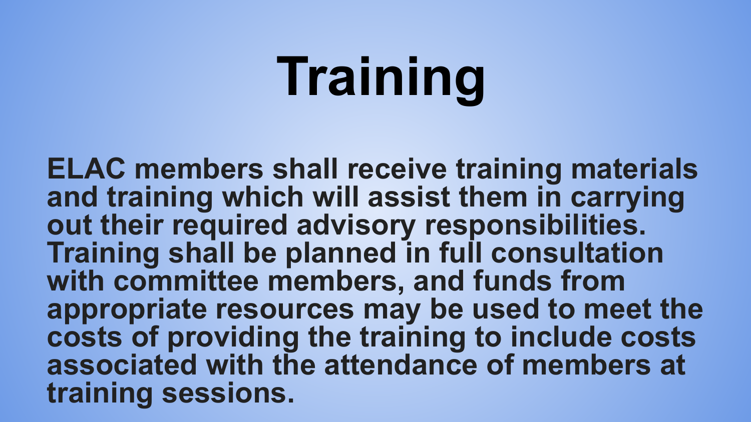# Training

**ELAC members shall receive training materials and training which will assist them in carrying out their required advisory responsibilities. Training shall be planned in full consultation with committee members, and funds from appropriate resources may be used to meet the costs of providing the training to include costs associated with the attendance of members at training sessions.**